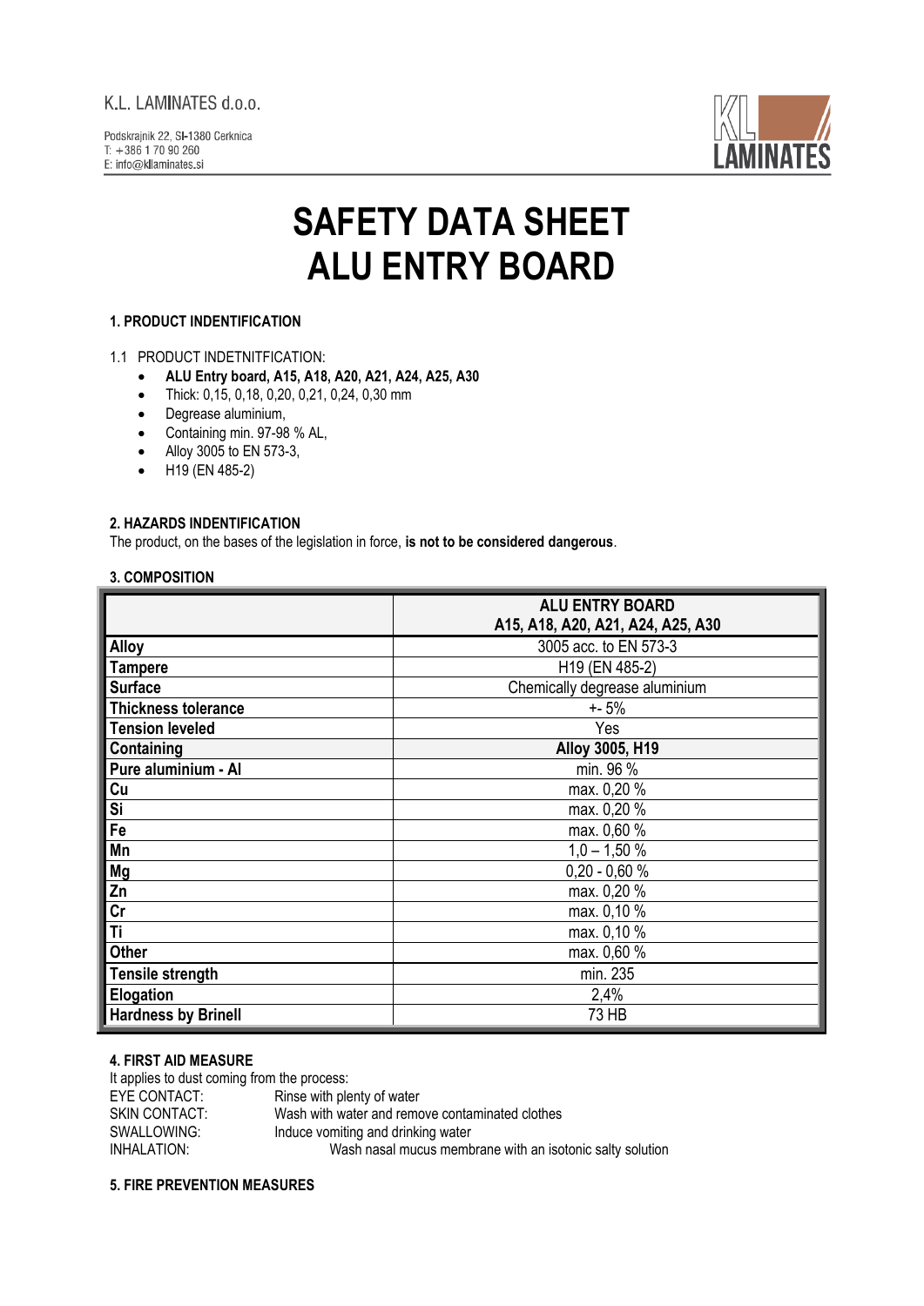K.L. LAMINATES d.o.o.

Podskrajnik 22, SI-1380 Cerknica
T: +386 1 70 90 260
E: info@kllaminates.si

# SAFETY DATA SHEET
# ALU ENTRY BOARD

### 1. PRODUCT INDENTIFICATION

1.1 PRODUCT INDETNITFICATION:

- **ALU Entry board, A15, A18, A20, A21, A24, A25, A30**
- Thick: 0,15, 0,18, 0,20, 0,21, 0,24, 0,30 mm
- Degrease aluminium,
- Containing min. 97-98 % AL,
- Alloy 3005 to EN 573-3,
- H19 (EN 485-2)

### 2. HAZARDS INDENTIFICATION

The product, on the bases of the legislation in force, **is not to be considered dangerous**.

### 3. COMPOSITION

| | **ALU ENTRY BOARD A15, A18, A20, A21, A24, A25, A30** |
|---|---|
| **Alloy** | 3005 acc. to EN 573-3 |
| **Tampere** | H19 (EN 485-2) |
| **Surface** | Chemically degrease aluminium |
| **Thickness tolerance** | +- 5% |
| **Tension leveled** | Yes |
| **Containing** | **Alloy 3005, H19** |
| **Pure aluminium - Al** | min. 96 % |
| **Cu** | max. 0,20 % |
| **Si** | max. 0,20 % |
| **Fe** | max. 0,60 % |
| **Mn** | 1,0 – 1,50 % |
| **Mg** | 0,20 - 0,60 % |
| **Zn** | max. 0,20 % |
| **Cr** | max. 0,10 % |
| **Ti** | max. 0,10 % |
| **Other** | max. 0,60 % |
| **Tensile strength** | min. 235 |
| **Elogation** | 2,4% |
| **Hardness by Brinell** | 73 HB |

### 4. FIRST AID MEASURE

It applies to dust coming from the process:

EYE CONTACT: Rinse with plenty of water
SKIN CONTACT: Wash with water and remove contaminated clothes
SWALLOWING: Induce vomiting and drinking water
INHALATION: Wash nasal mucus membrane with an isotonic salty solution

### 5. FIRE PREVENTION MEASURES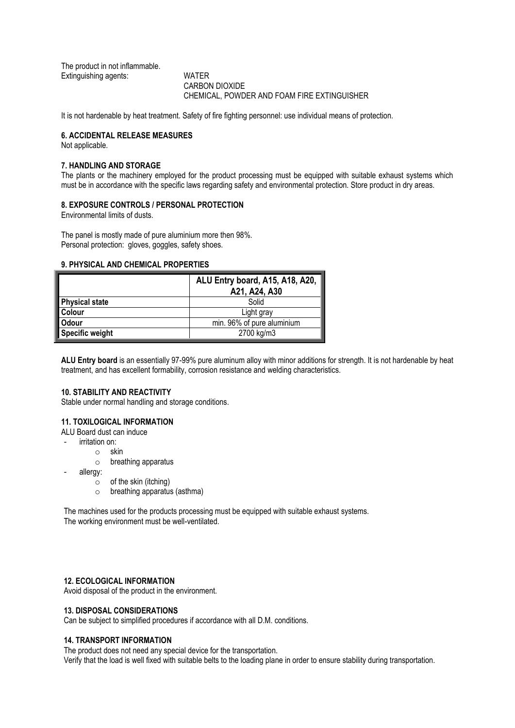The product in not inflammable.

Extinguishing agents: WATER
CARBON DIOXIDE
CHEMICAL, POWDER AND FOAM FIRE EXTINGUISHER

It is not hardenable by heat treatment. Safety of fire fighting personnel: use individual means of protection.

## 6. ACCIDENTAL RELEASE MEASURES

Not applicable.

## 7. HANDLING AND STORAGE

The plants or the machinery employed for the product processing must be equipped with suitable exhaust systems which must be in accordance with the specific laws regarding safety and environmental protection. Store product in dry areas.

## 8. EXPOSURE CONTROLS / PERSONAL PROTECTION

Environmental limits of dusts.

The panel is mostly made of pure aluminium more then 98%.
Personal protection: gloves, goggles, safety shoes.

## 9. PHYSICAL AND CHEMICAL PROPERTIES

| | ALU Entry board, A15, A18, A20, A21, A24, A30 |
|---|---|
| **Physical state** | Solid |
| **Colour** | Light gray |
| **Odour** | min. 96% of pure aluminium |
| **Specific weight** | 2700 kg/m3 |

**ALU Entry board** is an essentially 97-99% pure aluminum alloy with minor additions for strength. It is not hardenable by heat treatment, and has excellent formability, corrosion resistance and welding characteristics.

## 10. STABILITY AND REACTIVITY

Stable under normal handling and storage conditions.

## 11. TOXILOGICAL INFORMATION

ALU Board dust can induce

- irritation on:
  - skin
  - breathing apparatus
- allergy:
  - of the skin (itching)
  - breathing apparatus (asthma)

The machines used for the products processing must be equipped with suitable exhaust systems.
The working environment must be well-ventilated.

## 12. ECOLOGICAL INFORMATION

Avoid disposal of the product in the environment.

## 13. DISPOSAL CONSIDERATIONS

Can be subject to simplified procedures if accordance with all D.M. conditions.

## 14. TRANSPORT INFORMATION

The product does not need any special device for the transportation.
Verify that the load is well fixed with suitable belts to the loading plane in order to ensure stability during transportation.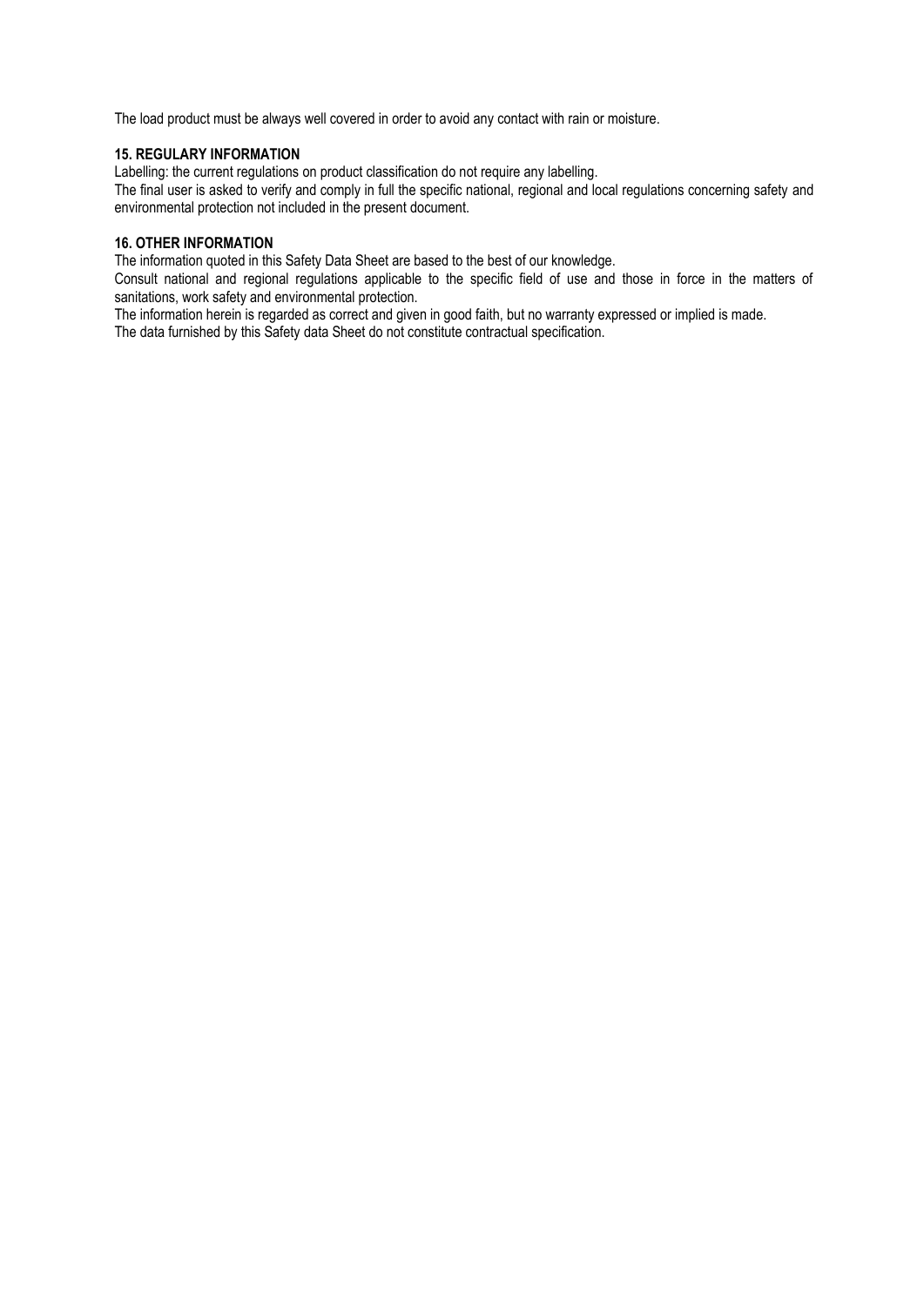The load product must be always well covered in order to avoid any contact with rain or moisture.

**15. REGULARY INFORMATION**

Labelling: the current regulations on product classification do not require any labelling.

The final user is asked to verify and comply in full the specific national, regional and local regulations concerning safety and environmental protection not included in the present document.

**16. OTHER INFORMATION**

The information quoted in this Safety Data Sheet are based to the best of our knowledge.

Consult national and regional regulations applicable to the specific field of use and those in force in the matters of sanitations, work safety and environmental protection.

The information herein is regarded as correct and given in good faith, but no warranty expressed or implied is made.

The data furnished by this Safety data Sheet do not constitute contractual specification.